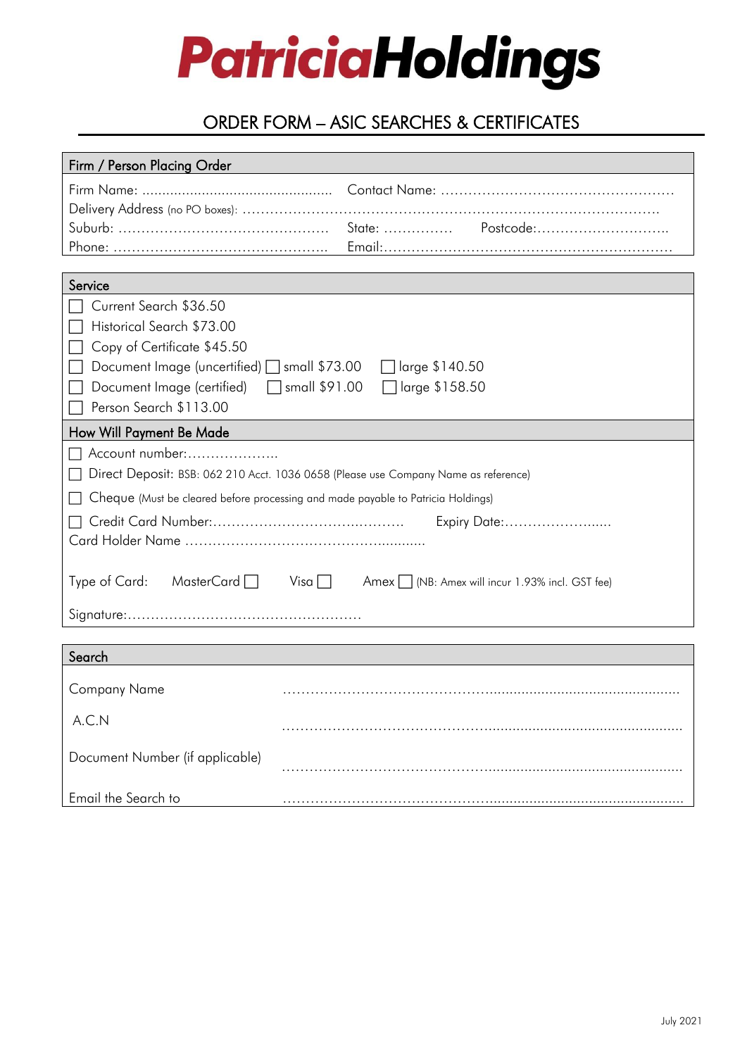# PatriciaHoldings

## ORDER FORM – ASIC SEARCHES & CERTIFICATES

### Firm / Person Placing Order

Firm Name: ................................................ Contact Name: ……………………………………………

Delivery Address (no PO boxes): ……………………………………………………………………………

Suburb: ……………………………………… State: …………… Postcode:………………………..

Phone: ……………………………………….. Email:………………………………………………………

### Service

☐ Current Search $36.50

☐ Historical Search $73.00

☐ Copy of Certificate $45.50

☐ Document Image (uncertified) ☐ small $73.00 ☐ large $140.50

☐ Document Image (certified) ☐ small $91.00 ☐ large $158.50

☐ Person Search $113.00

### How Will Payment Be Made

☐ Account number:………………..

☐ Direct Deposit: BSB: 062 210 Acct. 1036 0658 (Please use Company Name as reference)

☐ Cheque (Must be cleared before processing and made payable to Patricia Holdings)

☐ Credit Card Number:…………………………….……… Expiry Date:……………….....

Card Holder Name ……………………………………….........

Type of Card: MasterCard ☐ Visa ☐ Amex ☐ (NB: Amex will incur 1.93% incl. GST fee)

Signature:……………………………………………

### Search

Company Name ……………………………………….............................................

A.C.N ……………………………………….............................................

Document Number (if applicable) ……………………………………….............................................

Email the Search to ……………………………………….............................................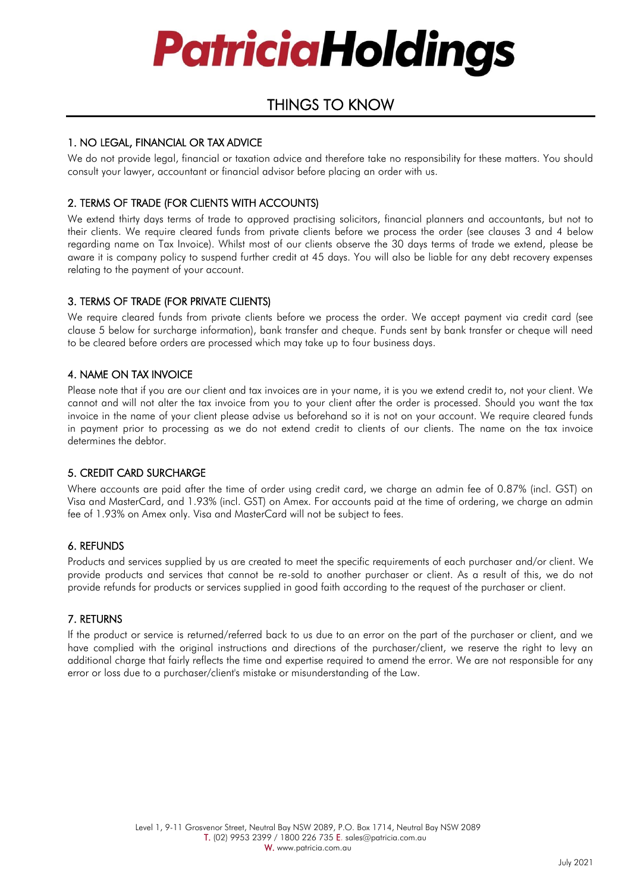# PatriciaHoldings

## THINGS TO KNOW

### 1. NO LEGAL, FINANCIAL OR TAX ADVICE

We do not provide legal, financial or taxation advice and therefore take no responsibility for these matters. You should consult your lawyer, accountant or financial advisor before placing an order with us.

### 2. TERMS OF TRADE (FOR CLIENTS WITH ACCOUNTS)

We extend thirty days terms of trade to approved practising solicitors, financial planners and accountants, but not to their clients. We require cleared funds from private clients before we process the order (see clauses 3 and 4 below regarding name on Tax Invoice). Whilst most of our clients observe the 30 days terms of trade we extend, please be aware it is company policy to suspend further credit at 45 days. You will also be liable for any debt recovery expenses relating to the payment of your account.

### 3. TERMS OF TRADE (FOR PRIVATE CLIENTS)

We require cleared funds from private clients before we process the order. We accept payment via credit card (see clause 5 below for surcharge information), bank transfer and cheque. Funds sent by bank transfer or cheque will need to be cleared before orders are processed which may take up to four business days.

### 4. NAME ON TAX INVOICE

Please note that if you are our client and tax invoices are in your name, it is you we extend credit to, not your client. We cannot and will not alter the tax invoice from you to your client after the order is processed. Should you want the tax invoice in the name of your client please advise us beforehand so it is not on your account. We require cleared funds in payment prior to processing as we do not extend credit to clients of our clients. The name on the tax invoice determines the debtor.

### 5. CREDIT CARD SURCHARGE

Where accounts are paid after the time of order using credit card, we charge an admin fee of 0.87% (incl. GST) on Visa and MasterCard, and 1.93% (incl. GST) on Amex. For accounts paid at the time of ordering, we charge an admin fee of 1.93% on Amex only. Visa and MasterCard will not be subject to fees.

### 6. REFUNDS

Products and services supplied by us are created to meet the specific requirements of each purchaser and/or client. We provide products and services that cannot be re-sold to another purchaser or client. As a result of this, we do not provide refunds for products or services supplied in good faith according to the request of the purchaser or client.

### 7. RETURNS

If the product or service is returned/referred back to us due to an error on the part of the purchaser or client, and we have complied with the original instructions and directions of the purchaser/client, we reserve the right to levy an additional charge that fairly reflects the time and expertise required to amend the error. We are not responsible for any error or loss due to a purchaser/client's mistake or misunderstanding of the Law.

Level 1, 9-11 Grosvenor Street, Neutral Bay NSW 2089, P.O. Box 1714, Neutral Bay NSW 2089
T. (02) 9953 2399 / 1800 226 735 E. sales@patricia.com.au
W. www.patricia.com.au

July 2021